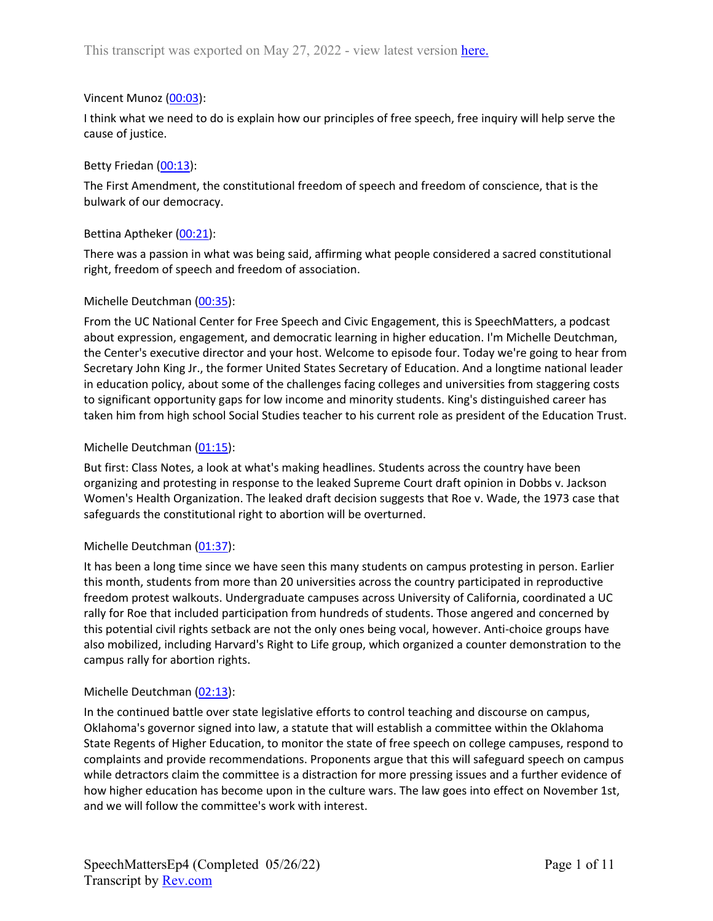This transcript was exported on May 27, 2022 - view latest version [here.](here.)

Vincent Munoz ([00:03](00:03)):

I think what we need to do is explain how our principles of free speech, free inquiry will help serve the cause of justice.

Betty Friedan ([00:13](00:13)):

The First Amendment, the constitutional freedom of speech and freedom of conscience, that is the bulwark of our democracy.

Bettina Aptheker ([00:21](00:21)):

There was a passion in what was being said, affirming what people considered a sacred constitutional right, freedom of speech and freedom of association.

Michelle Deutchman ([00:35](00:35)):

From the UC National Center for Free Speech and Civic Engagement, this is SpeechMatters, a podcast about expression, engagement, and democratic learning in higher education. I'm Michelle Deutchman, the Center's executive director and your host. Welcome to episode four. Today we're going to hear from Secretary John King Jr., the former United States Secretary of Education. And a longtime national leader in education policy, about some of the challenges facing colleges and universities from staggering costs to significant opportunity gaps for low income and minority students. King's distinguished career has taken him from high school Social Studies teacher to his current role as president of the Education Trust.

Michelle Deutchman ([01:15](01:15)):

But first: Class Notes, a look at what's making headlines. Students across the country have been organizing and protesting in response to the leaked Supreme Court draft opinion in Dobbs v. Jackson Women's Health Organization. The leaked draft decision suggests that Roe v. Wade, the 1973 case that safeguards the constitutional right to abortion will be overturned.

Michelle Deutchman ([01:37](01:37)):

It has been a long time since we have seen this many students on campus protesting in person. Earlier this month, students from more than 20 universities across the country participated in reproductive freedom protest walkouts. Undergraduate campuses across University of California, coordinated a UC rally for Roe that included participation from hundreds of students. Those angered and concerned by this potential civil rights setback are not the only ones being vocal, however. Anti-choice groups have also mobilized, including Harvard's Right to Life group, which organized a counter demonstration to the campus rally for abortion rights.

Michelle Deutchman ([02:13](02:13)):

In the continued battle over state legislative efforts to control teaching and discourse on campus, Oklahoma's governor signed into law, a statute that will establish a committee within the Oklahoma State Regents of Higher Education, to monitor the state of free speech on college campuses, respond to complaints and provide recommendations. Proponents argue that this will safeguard speech on campus while detractors claim the committee is a distraction for more pressing issues and a further evidence of how higher education has become upon in the culture wars. The law goes into effect on November 1st, and we will follow the committee's work with interest.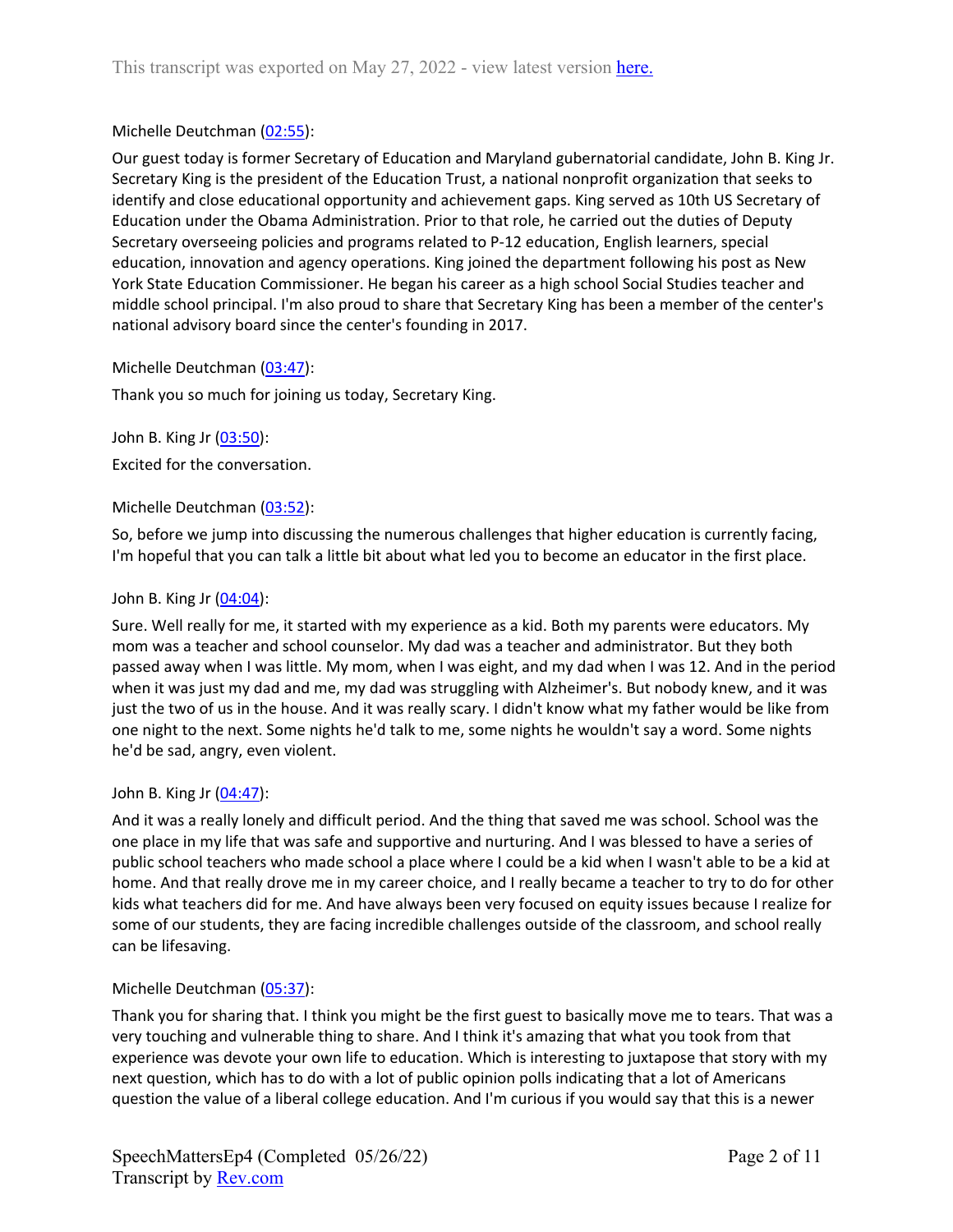Michelle Deutchman (02:55):

Our guest today is former Secretary of Education and Maryland gubernatorial candidate, John B. King Jr. Secretary King is the president of the Education Trust, a national nonprofit organization that seeks to identify and close educational opportunity and achievement gaps. King served as 10th US Secretary of Education under the Obama Administration. Prior to that role, he carried out the duties of Deputy Secretary overseeing policies and programs related to P-12 education, English learners, special education, innovation and agency operations. King joined the department following his post as New York State Education Commissioner. He began his career as a high school Social Studies teacher and middle school principal. I'm also proud to share that Secretary King has been a member of the center's national advisory board since the center's founding in 2017.

Michelle Deutchman (03:47):

Thank you so much for joining us today, Secretary King.

John B. King Jr (03:50):

Excited for the conversation.

Michelle Deutchman (03:52):

So, before we jump into discussing the numerous challenges that higher education is currently facing, I'm hopeful that you can talk a little bit about what led you to become an educator in the first place.

John B. King Jr (04:04):

Sure. Well really for me, it started with my experience as a kid. Both my parents were educators. My mom was a teacher and school counselor. My dad was a teacher and administrator. But they both passed away when I was little. My mom, when I was eight, and my dad when I was 12. And in the period when it was just my dad and me, my dad was struggling with Alzheimer's. But nobody knew, and it was just the two of us in the house. And it was really scary. I didn't know what my father would be like from one night to the next. Some nights he'd talk to me, some nights he wouldn't say a word. Some nights he'd be sad, angry, even violent.

John B. King Jr (04:47):

And it was a really lonely and difficult period. And the thing that saved me was school. School was the one place in my life that was safe and supportive and nurturing. And I was blessed to have a series of public school teachers who made school a place where I could be a kid when I wasn't able to be a kid at home. And that really drove me in my career choice, and I really became a teacher to try to do for other kids what teachers did for me. And have always been very focused on equity issues because I realize for some of our students, they are facing incredible challenges outside of the classroom, and school really can be lifesaving.

Michelle Deutchman (05:37):

Thank you for sharing that. I think you might be the first guest to basically move me to tears. That was a very touching and vulnerable thing to share. And I think it's amazing that what you took from that experience was devote your own life to education. Which is interesting to juxtapose that story with my next question, which has to do with a lot of public opinion polls indicating that a lot of Americans question the value of a liberal college education. And I'm curious if you would say that this is a newer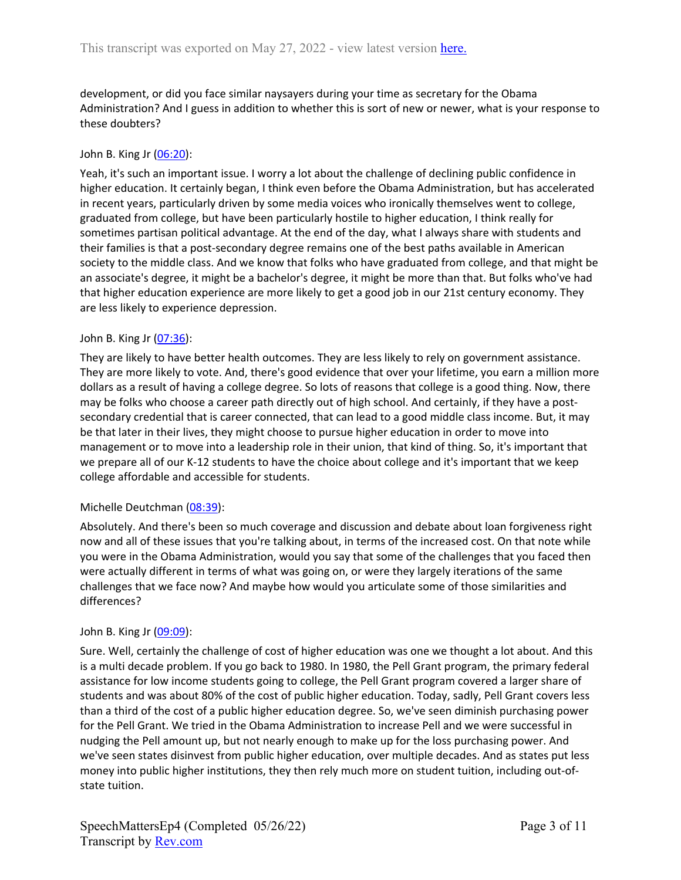development, or did you face similar naysayers during your time as secretary for the Obama Administration? And I guess in addition to whether this is sort of new or newer, what is your response to these doubters?

John B. King Jr ([06:20](https://www.rev.com/transcript-editor/shared/)):

Yeah, it's such an important issue. I worry a lot about the challenge of declining public confidence in higher education. It certainly began, I think even before the Obama Administration, but has accelerated in recent years, particularly driven by some media voices who ironically themselves went to college, graduated from college, but have been particularly hostile to higher education, I think really for sometimes partisan political advantage. At the end of the day, what I always share with students and their families is that a post-secondary degree remains one of the best paths available in American society to the middle class. And we know that folks who have graduated from college, and that might be an associate's degree, it might be a bachelor's degree, it might be more than that. But folks who've had that higher education experience are more likely to get a good job in our 21st century economy. They are less likely to experience depression.

John B. King Jr ([07:36](https://www.rev.com/transcript-editor/shared/)):

They are likely to have better health outcomes. They are less likely to rely on government assistance. They are more likely to vote. And, there's good evidence that over your lifetime, you earn a million more dollars as a result of having a college degree. So lots of reasons that college is a good thing. Now, there may be folks who choose a career path directly out of high school. And certainly, if they have a post-secondary credential that is career connected, that can lead to a good middle class income. But, it may be that later in their lives, they might choose to pursue higher education in order to move into management or to move into a leadership role in their union, that kind of thing. So, it's important that we prepare all of our K-12 students to have the choice about college and it's important that we keep college affordable and accessible for students.

Michelle Deutchman ([08:39](https://www.rev.com/transcript-editor/shared/)):

Absolutely. And there's been so much coverage and discussion and debate about loan forgiveness right now and all of these issues that you're talking about, in terms of the increased cost. On that note while you were in the Obama Administration, would you say that some of the challenges that you faced then were actually different in terms of what was going on, or were they largely iterations of the same challenges that we face now? And maybe how would you articulate some of those similarities and differences?

John B. King Jr ([09:09](https://www.rev.com/transcript-editor/shared/)):

Sure. Well, certainly the challenge of cost of higher education was one we thought a lot about. And this is a multi decade problem. If you go back to 1980. In 1980, the Pell Grant program, the primary federal assistance for low income students going to college, the Pell Grant program covered a larger share of students and was about 80% of the cost of public higher education. Today, sadly, Pell Grant covers less than a third of the cost of a public higher education degree. So, we've seen diminish purchasing power for the Pell Grant. We tried in the Obama Administration to increase Pell and we were successful in nudging the Pell amount up, but not nearly enough to make up for the loss purchasing power. And we've seen states disinvest from public higher education, over multiple decades. And as states put less money into public higher institutions, they then rely much more on student tuition, including out-of-state tuition.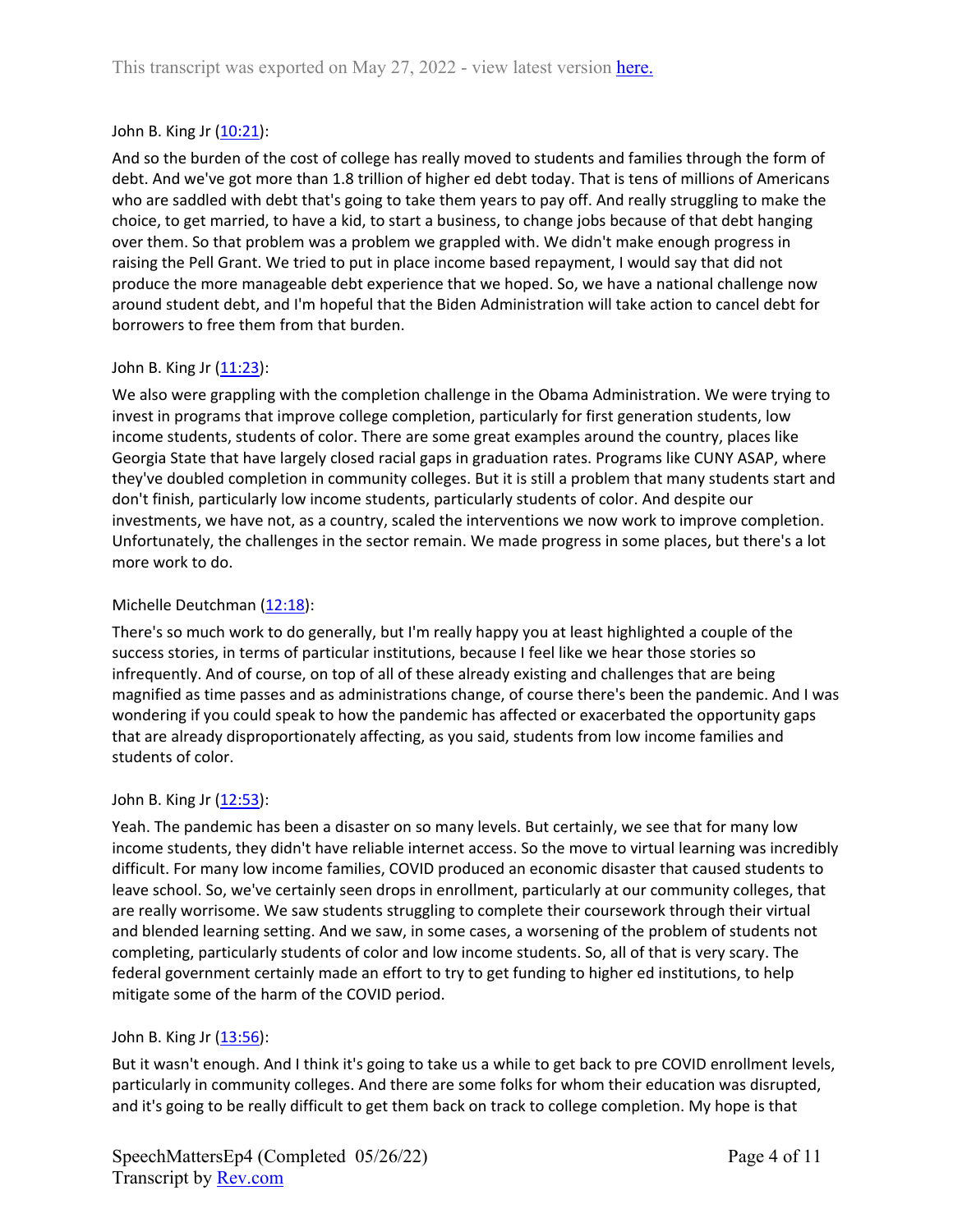John B. King Jr ([10:21](https://www.rev.com/transcript-editor/shared/)):

And so the burden of the cost of college has really moved to students and families through the form of debt. And we've got more than 1.8 trillion of higher ed debt today. That is tens of millions of Americans who are saddled with debt that's going to take them years to pay off. And really struggling to make the choice, to get married, to have a kid, to start a business, to change jobs because of that debt hanging over them. So that problem was a problem we grappled with. We didn't make enough progress in raising the Pell Grant. We tried to put in place income based repayment, I would say that did not produce the more manageable debt experience that we hoped. So, we have a national challenge now around student debt, and I'm hopeful that the Biden Administration will take action to cancel debt for borrowers to free them from that burden.

John B. King Jr ([11:23](https://www.rev.com/transcript-editor/shared/)):

We also were grappling with the completion challenge in the Obama Administration. We were trying to invest in programs that improve college completion, particularly for first generation students, low income students, students of color. There are some great examples around the country, places like Georgia State that have largely closed racial gaps in graduation rates. Programs like CUNY ASAP, where they've doubled completion in community colleges. But it is still a problem that many students start and don't finish, particularly low income students, particularly students of color. And despite our investments, we have not, as a country, scaled the interventions we now work to improve completion. Unfortunately, the challenges in the sector remain. We made progress in some places, but there's a lot more work to do.

Michelle Deutchman ([12:18](https://www.rev.com/transcript-editor/shared/)):

There's so much work to do generally, but I'm really happy you at least highlighted a couple of the success stories, in terms of particular institutions, because I feel like we hear those stories so infrequently. And of course, on top of all of these already existing and challenges that are being magnified as time passes and as administrations change, of course there's been the pandemic. And I was wondering if you could speak to how the pandemic has affected or exacerbated the opportunity gaps that are already disproportionately affecting, as you said, students from low income families and students of color.

John B. King Jr ([12:53](https://www.rev.com/transcript-editor/shared/)):

Yeah. The pandemic has been a disaster on so many levels. But certainly, we see that for many low income students, they didn't have reliable internet access. So the move to virtual learning was incredibly difficult. For many low income families, COVID produced an economic disaster that caused students to leave school. So, we've certainly seen drops in enrollment, particularly at our community colleges, that are really worrisome. We saw students struggling to complete their coursework through their virtual and blended learning setting. And we saw, in some cases, a worsening of the problem of students not completing, particularly students of color and low income students. So, all of that is very scary. The federal government certainly made an effort to try to get funding to higher ed institutions, to help mitigate some of the harm of the COVID period.

John B. King Jr ([13:56](https://www.rev.com/transcript-editor/shared/)):

But it wasn't enough. And I think it's going to take us a while to get back to pre COVID enrollment levels, particularly in community colleges. And there are some folks for whom their education was disrupted, and it's going to be really difficult to get them back on track to college completion. My hope is that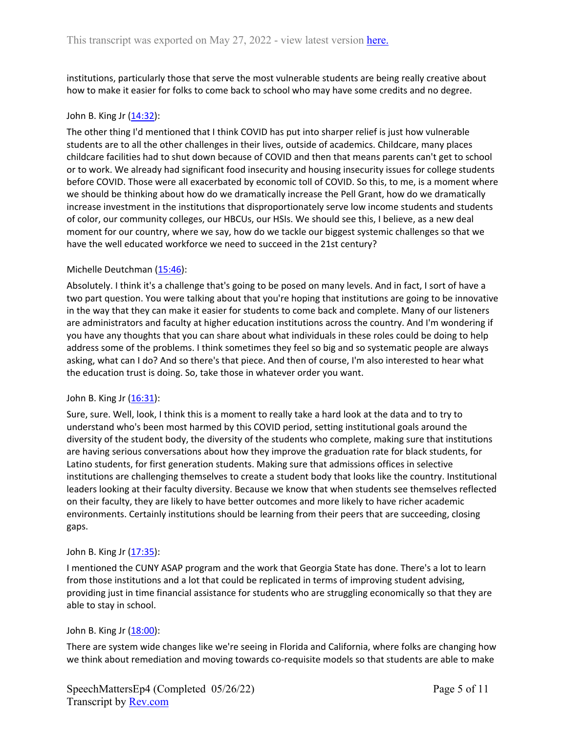institutions, particularly those that serve the most vulnerable students are being really creative about how to make it easier for folks to come back to school who may have some credits and no degree.

John B. King Jr ([14:32](#)):

The other thing I'd mentioned that I think COVID has put into sharper relief is just how vulnerable students are to all the other challenges in their lives, outside of academics. Childcare, many places childcare facilities had to shut down because of COVID and then that means parents can't get to school or to work. We already had significant food insecurity and housing insecurity issues for college students before COVID. Those were all exacerbated by economic toll of COVID. So this, to me, is a moment where we should be thinking about how do we dramatically increase the Pell Grant, how do we dramatically increase investment in the institutions that disproportionately serve low income students and students of color, our community colleges, our HBCUs, our HSIs. We should see this, I believe, as a new deal moment for our country, where we say, how do we tackle our biggest systemic challenges so that we have the well educated workforce we need to succeed in the 21st century?

Michelle Deutchman ([15:46](#)):

Absolutely. I think it's a challenge that's going to be posed on many levels. And in fact, I sort of have a two part question. You were talking about that you're hoping that institutions are going to be innovative in the way that they can make it easier for students to come back and complete. Many of our listeners are administrators and faculty at higher education institutions across the country. And I'm wondering if you have any thoughts that you can share about what individuals in these roles could be doing to help address some of the problems. I think sometimes they feel so big and so systematic people are always asking, what can I do? And so there's that piece. And then of course, I'm also interested to hear what the education trust is doing. So, take those in whatever order you want.

John B. King Jr ([16:31](#)):

Sure, sure. Well, look, I think this is a moment to really take a hard look at the data and to try to understand who's been most harmed by this COVID period, setting institutional goals around the diversity of the student body, the diversity of the students who complete, making sure that institutions are having serious conversations about how they improve the graduation rate for black students, for Latino students, for first generation students. Making sure that admissions offices in selective institutions are challenging themselves to create a student body that looks like the country. Institutional leaders looking at their faculty diversity. Because we know that when students see themselves reflected on their faculty, they are likely to have better outcomes and more likely to have richer academic environments. Certainly institutions should be learning from their peers that are succeeding, closing gaps.

John B. King Jr ([17:35](#)):

I mentioned the CUNY ASAP program and the work that Georgia State has done. There's a lot to learn from those institutions and a lot that could be replicated in terms of improving student advising, providing just in time financial assistance for students who are struggling economically so that they are able to stay in school.

John B. King Jr ([18:00](#)):

There are system wide changes like we're seeing in Florida and California, where folks are changing how we think about remediation and moving towards co-requisite models so that students are able to make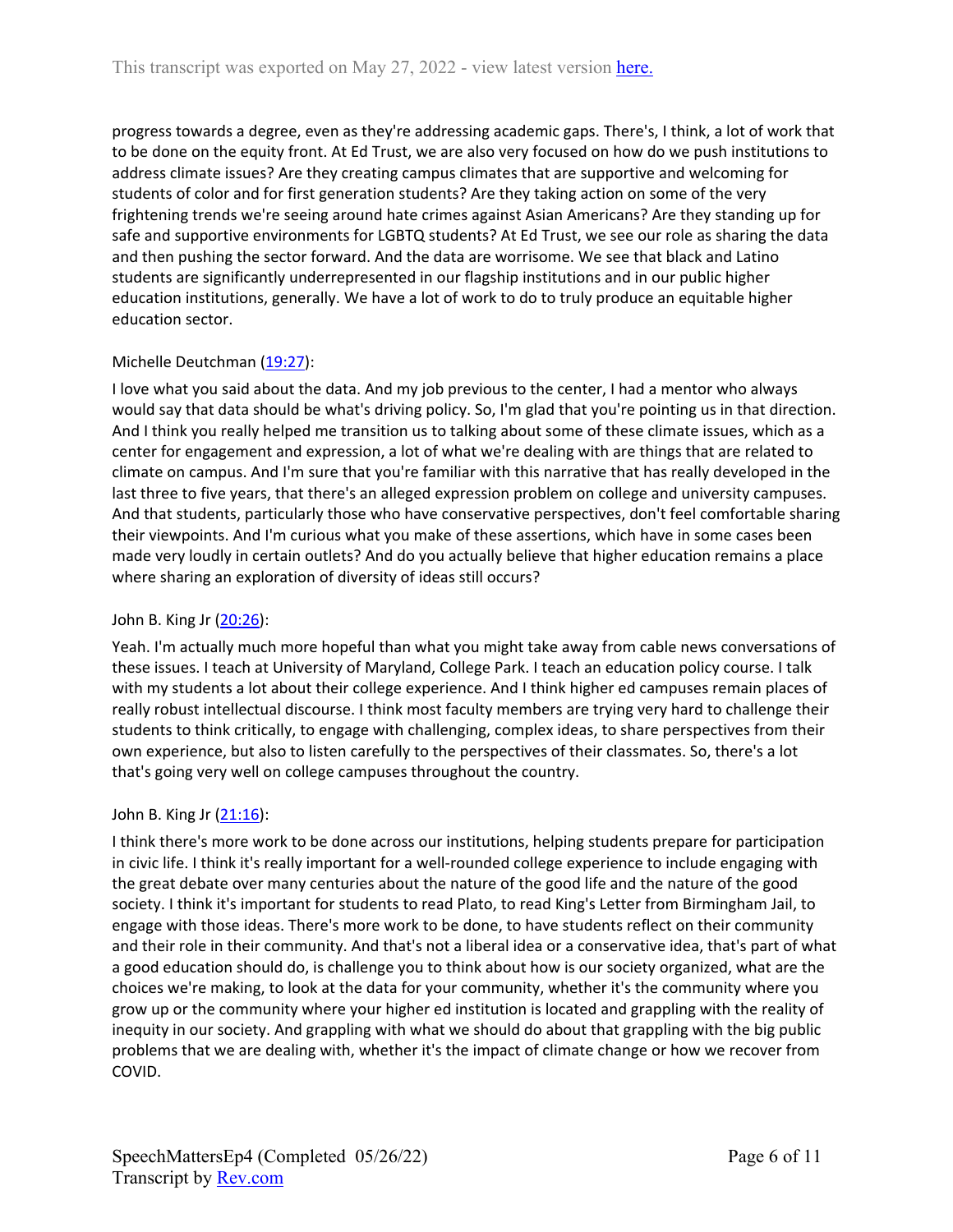progress towards a degree, even as they're addressing academic gaps. There's, I think, a lot of work that to be done on the equity front. At Ed Trust, we are also very focused on how do we push institutions to address climate issues? Are they creating campus climates that are supportive and welcoming for students of color and for first generation students? Are they taking action on some of the very frightening trends we're seeing around hate crimes against Asian Americans? Are they standing up for safe and supportive environments for LGBTQ students? At Ed Trust, we see our role as sharing the data and then pushing the sector forward. And the data are worrisome. We see that black and Latino students are significantly underrepresented in our flagship institutions and in our public higher education institutions, generally. We have a lot of work to do to truly produce an equitable higher education sector.

Michelle Deutchman ([19:27](#)):

I love what you said about the data. And my job previous to the center, I had a mentor who always would say that data should be what's driving policy. So, I'm glad that you're pointing us in that direction. And I think you really helped me transition us to talking about some of these climate issues, which as a center for engagement and expression, a lot of what we're dealing with are things that are related to climate on campus. And I'm sure that you're familiar with this narrative that has really developed in the last three to five years, that there's an alleged expression problem on college and university campuses. And that students, particularly those who have conservative perspectives, don't feel comfortable sharing their viewpoints. And I'm curious what you make of these assertions, which have in some cases been made very loudly in certain outlets? And do you actually believe that higher education remains a place where sharing an exploration of diversity of ideas still occurs?

John B. King Jr ([20:26](#)):

Yeah. I'm actually much more hopeful than what you might take away from cable news conversations of these issues. I teach at University of Maryland, College Park. I teach an education policy course. I talk with my students a lot about their college experience. And I think higher ed campuses remain places of really robust intellectual discourse. I think most faculty members are trying very hard to challenge their students to think critically, to engage with challenging, complex ideas, to share perspectives from their own experience, but also to listen carefully to the perspectives of their classmates. So, there's a lot that's going very well on college campuses throughout the country.

John B. King Jr ([21:16](#)):

I think there's more work to be done across our institutions, helping students prepare for participation in civic life. I think it's really important for a well-rounded college experience to include engaging with the great debate over many centuries about the nature of the good life and the nature of the good society. I think it's important for students to read Plato, to read King's Letter from Birmingham Jail, to engage with those ideas. There's more work to be done, to have students reflect on their community and their role in their community. And that's not a liberal idea or a conservative idea, that's part of what a good education should do, is challenge you to think about how is our society organized, what are the choices we're making, to look at the data for your community, whether it's the community where you grow up or the community where your higher ed institution is located and grappling with the reality of inequity in our society. And grappling with what we should do about that grappling with the big public problems that we are dealing with, whether it's the impact of climate change or how we recover from COVID.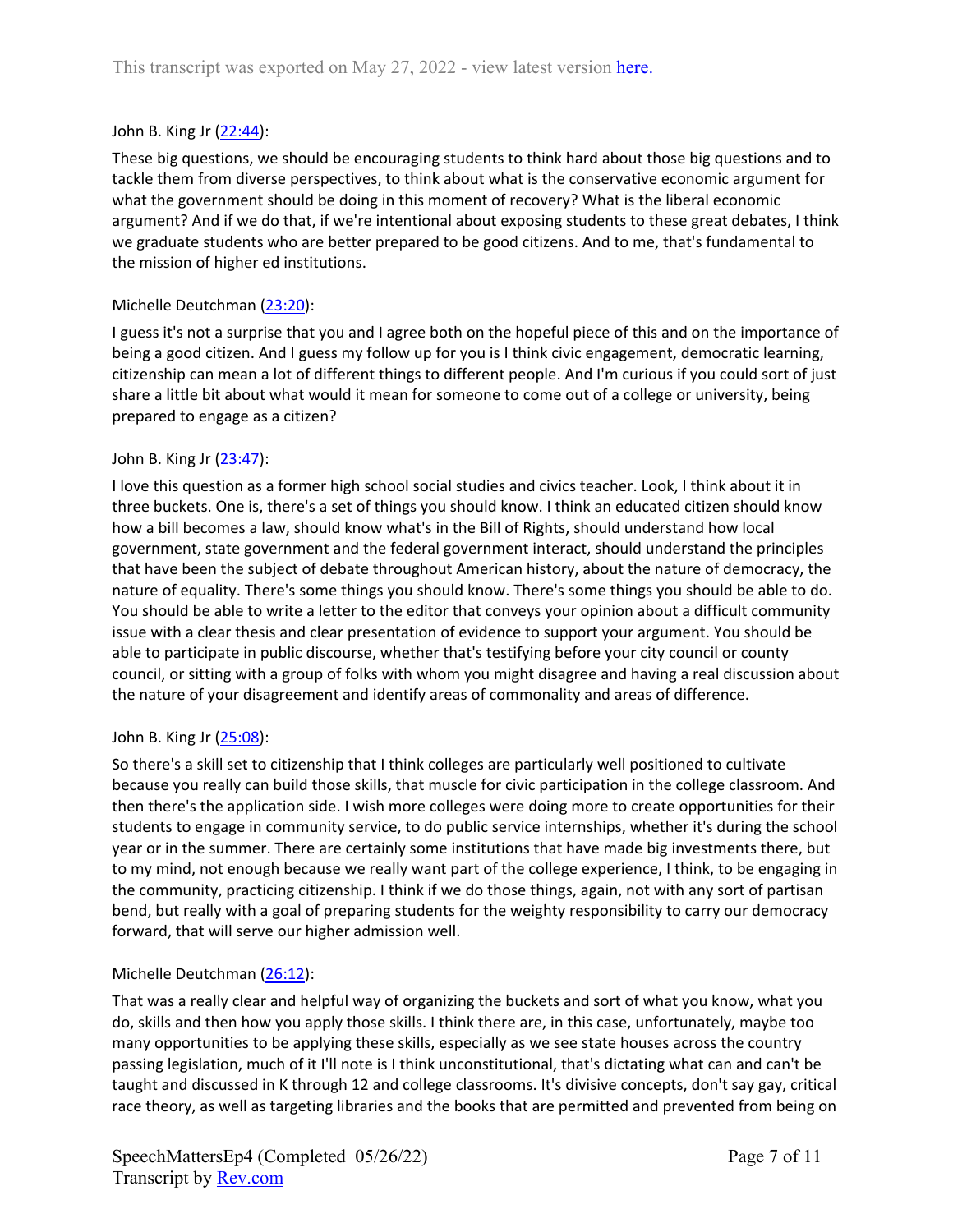John B. King Jr (22:44):

These big questions, we should be encouraging students to think hard about those big questions and to tackle them from diverse perspectives, to think about what is the conservative economic argument for what the government should be doing in this moment of recovery? What is the liberal economic argument? And if we do that, if we're intentional about exposing students to these great debates, I think we graduate students who are better prepared to be good citizens. And to me, that's fundamental to the mission of higher ed institutions.

Michelle Deutchman (23:20):

I guess it's not a surprise that you and I agree both on the hopeful piece of this and on the importance of being a good citizen. And I guess my follow up for you is I think civic engagement, democratic learning, citizenship can mean a lot of different things to different people. And I'm curious if you could sort of just share a little bit about what would it mean for someone to come out of a college or university, being prepared to engage as a citizen?

John B. King Jr (23:47):

I love this question as a former high school social studies and civics teacher. Look, I think about it in three buckets. One is, there's a set of things you should know. I think an educated citizen should know how a bill becomes a law, should know what's in the Bill of Rights, should understand how local government, state government and the federal government interact, should understand the principles that have been the subject of debate throughout American history, about the nature of democracy, the nature of equality. There's some things you should know. There's some things you should be able to do. You should be able to write a letter to the editor that conveys your opinion about a difficult community issue with a clear thesis and clear presentation of evidence to support your argument. You should be able to participate in public discourse, whether that's testifying before your city council or county council, or sitting with a group of folks with whom you might disagree and having a real discussion about the nature of your disagreement and identify areas of commonality and areas of difference.

John B. King Jr (25:08):

So there's a skill set to citizenship that I think colleges are particularly well positioned to cultivate because you really can build those skills, that muscle for civic participation in the college classroom. And then there's the application side. I wish more colleges were doing more to create opportunities for their students to engage in community service, to do public service internships, whether it's during the school year or in the summer. There are certainly some institutions that have made big investments there, but to my mind, not enough because we really want part of the college experience, I think, to be engaging in the community, practicing citizenship. I think if we do those things, again, not with any sort of partisan bend, but really with a goal of preparing students for the weighty responsibility to carry our democracy forward, that will serve our higher admission well.

Michelle Deutchman (26:12):

That was a really clear and helpful way of organizing the buckets and sort of what you know, what you do, skills and then how you apply those skills. I think there are, in this case, unfortunately, maybe too many opportunities to be applying these skills, especially as we see state houses across the country passing legislation, much of it I'll note is I think unconstitutional, that's dictating what can and can't be taught and discussed in K through 12 and college classrooms. It's divisive concepts, don't say gay, critical race theory, as well as targeting libraries and the books that are permitted and prevented from being on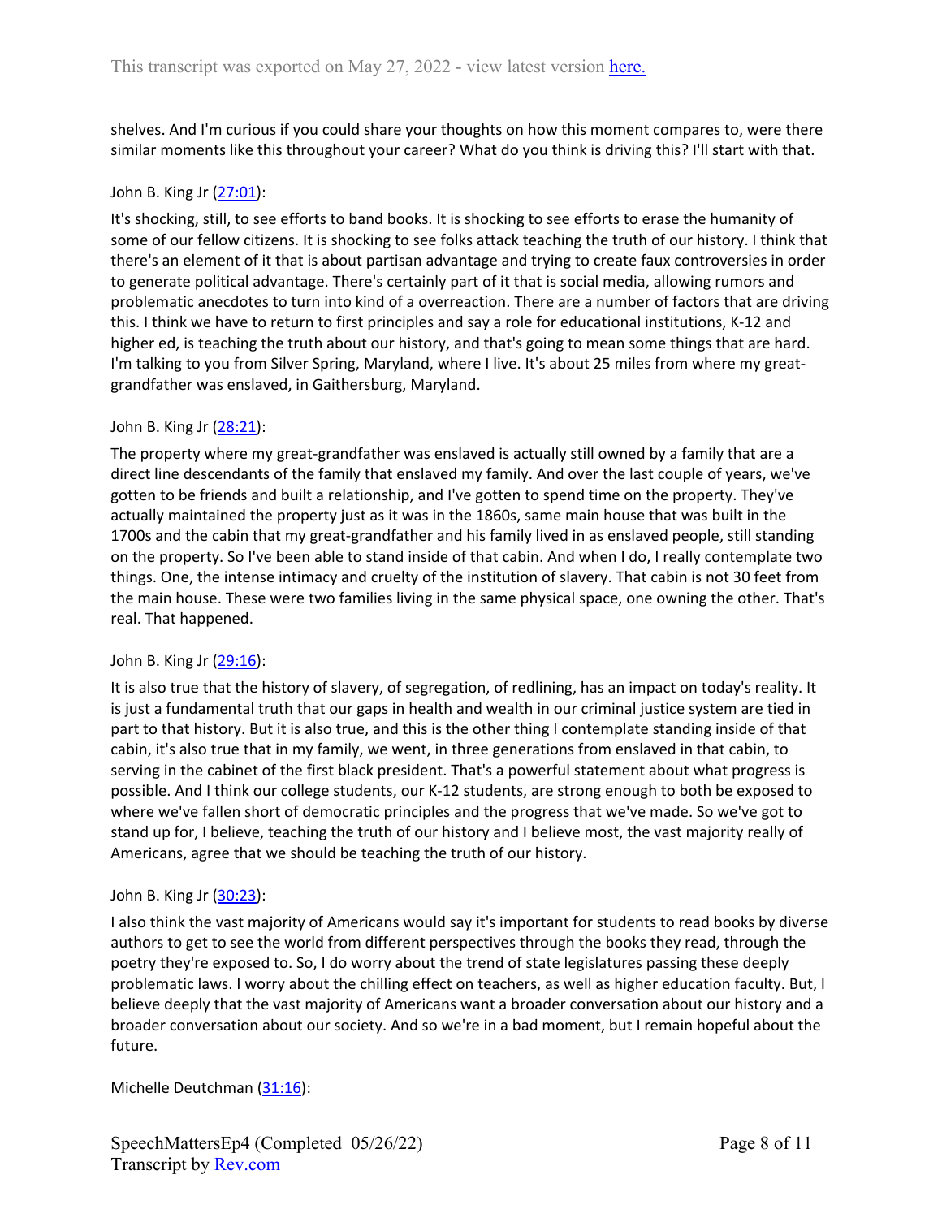shelves. And I'm curious if you could share your thoughts on how this moment compares to, were there similar moments like this throughout your career? What do you think is driving this? I'll start with that.

John B. King Jr ([27:01](#)):

It's shocking, still, to see efforts to band books. It is shocking to see efforts to erase the humanity of some of our fellow citizens. It is shocking to see folks attack teaching the truth of our history. I think that there's an element of it that is about partisan advantage and trying to create faux controversies in order to generate political advantage. There's certainly part of it that is social media, allowing rumors and problematic anecdotes to turn into kind of a overreaction. There are a number of factors that are driving this. I think we have to return to first principles and say a role for educational institutions, K-12 and higher ed, is teaching the truth about our history, and that's going to mean some things that are hard. I'm talking to you from Silver Spring, Maryland, where I live. It's about 25 miles from where my great-grandfather was enslaved, in Gaithersburg, Maryland.

John B. King Jr ([28:21](#)):

The property where my great-grandfather was enslaved is actually still owned by a family that are a direct line descendants of the family that enslaved my family. And over the last couple of years, we've gotten to be friends and built a relationship, and I've gotten to spend time on the property. They've actually maintained the property just as it was in the 1860s, same main house that was built in the 1700s and the cabin that my great-grandfather and his family lived in as enslaved people, still standing on the property. So I've been able to stand inside of that cabin. And when I do, I really contemplate two things. One, the intense intimacy and cruelty of the institution of slavery. That cabin is not 30 feet from the main house. These were two families living in the same physical space, one owning the other. That's real. That happened.

John B. King Jr ([29:16](#)):

It is also true that the history of slavery, of segregation, of redlining, has an impact on today's reality. It is just a fundamental truth that our gaps in health and wealth in our criminal justice system are tied in part to that history. But it is also true, and this is the other thing I contemplate standing inside of that cabin, it's also true that in my family, we went, in three generations from enslaved in that cabin, to serving in the cabinet of the first black president. That's a powerful statement about what progress is possible. And I think our college students, our K-12 students, are strong enough to both be exposed to where we've fallen short of democratic principles and the progress that we've made. So we've got to stand up for, I believe, teaching the truth of our history and I believe most, the vast majority really of Americans, agree that we should be teaching the truth of our history.

John B. King Jr ([30:23](#)):

I also think the vast majority of Americans would say it's important for students to read books by diverse authors to get to see the world from different perspectives through the books they read, through the poetry they're exposed to. So, I do worry about the trend of state legislatures passing these deeply problematic laws. I worry about the chilling effect on teachers, as well as higher education faculty. But, I believe deeply that the vast majority of Americans want a broader conversation about our history and a broader conversation about our society. And so we're in a bad moment, but I remain hopeful about the future.

Michelle Deutchman ([31:16](#)):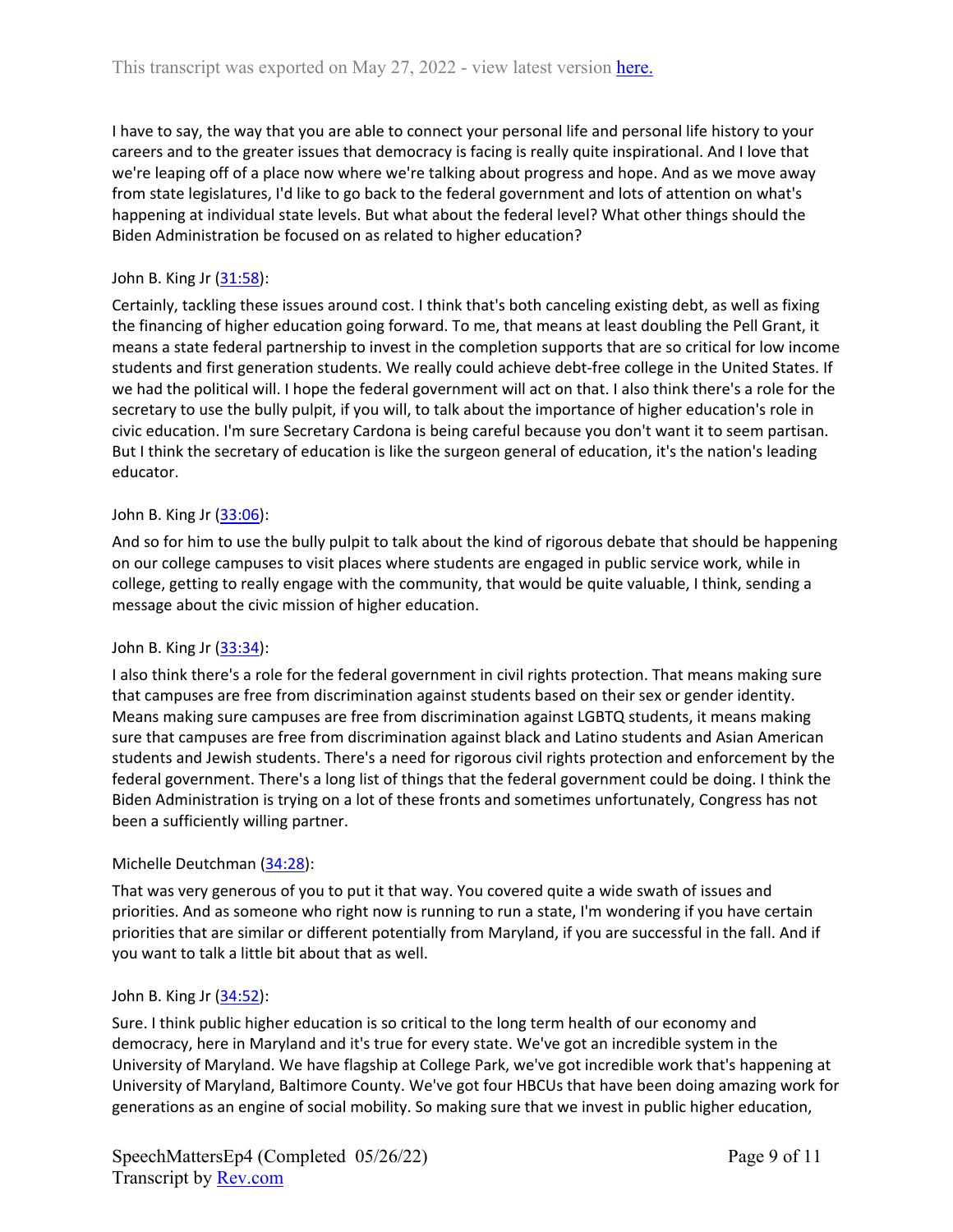I have to say, the way that you are able to connect your personal life and personal life history to your careers and to the greater issues that democracy is facing is really quite inspirational. And I love that we're leaping off of a place now where we're talking about progress and hope. And as we move away from state legislatures, I'd like to go back to the federal government and lots of attention on what's happening at individual state levels. But what about the federal level? What other things should the Biden Administration be focused on as related to higher education?

John B. King Jr ([31:58]):

Certainly, tackling these issues around cost. I think that's both canceling existing debt, as well as fixing the financing of higher education going forward. To me, that means at least doubling the Pell Grant, it means a state federal partnership to invest in the completion supports that are so critical for low income students and first generation students. We really could achieve debt-free college in the United States. If we had the political will. I hope the federal government will act on that. I also think there's a role for the secretary to use the bully pulpit, if you will, to talk about the importance of higher education's role in civic education. I'm sure Secretary Cardona is being careful because you don't want it to seem partisan. But I think the secretary of education is like the surgeon general of education, it's the nation's leading educator.

John B. King Jr ([33:06]):

And so for him to use the bully pulpit to talk about the kind of rigorous debate that should be happening on our college campuses to visit places where students are engaged in public service work, while in college, getting to really engage with the community, that would be quite valuable, I think, sending a message about the civic mission of higher education.

John B. King Jr ([33:34]):

I also think there's a role for the federal government in civil rights protection. That means making sure that campuses are free from discrimination against students based on their sex or gender identity. Means making sure campuses are free from discrimination against LGBTQ students, it means making sure that campuses are free from discrimination against black and Latino students and Asian American students and Jewish students. There's a need for rigorous civil rights protection and enforcement by the federal government. There's a long list of things that the federal government could be doing. I think the Biden Administration is trying on a lot of these fronts and sometimes unfortunately, Congress has not been a sufficiently willing partner.

Michelle Deutchman ([34:28]):

That was very generous of you to put it that way. You covered quite a wide swath of issues and priorities. And as someone who right now is running to run a state, I'm wondering if you have certain priorities that are similar or different potentially from Maryland, if you are successful in the fall. And if you want to talk a little bit about that as well.

John B. King Jr ([34:52]):

Sure. I think public higher education is so critical to the long term health of our economy and democracy, here in Maryland and it's true for every state. We've got an incredible system in the University of Maryland. We have flagship at College Park, we've got incredible work that's happening at University of Maryland, Baltimore County. We've got four HBCUs that have been doing amazing work for generations as an engine of social mobility. So making sure that we invest in public higher education,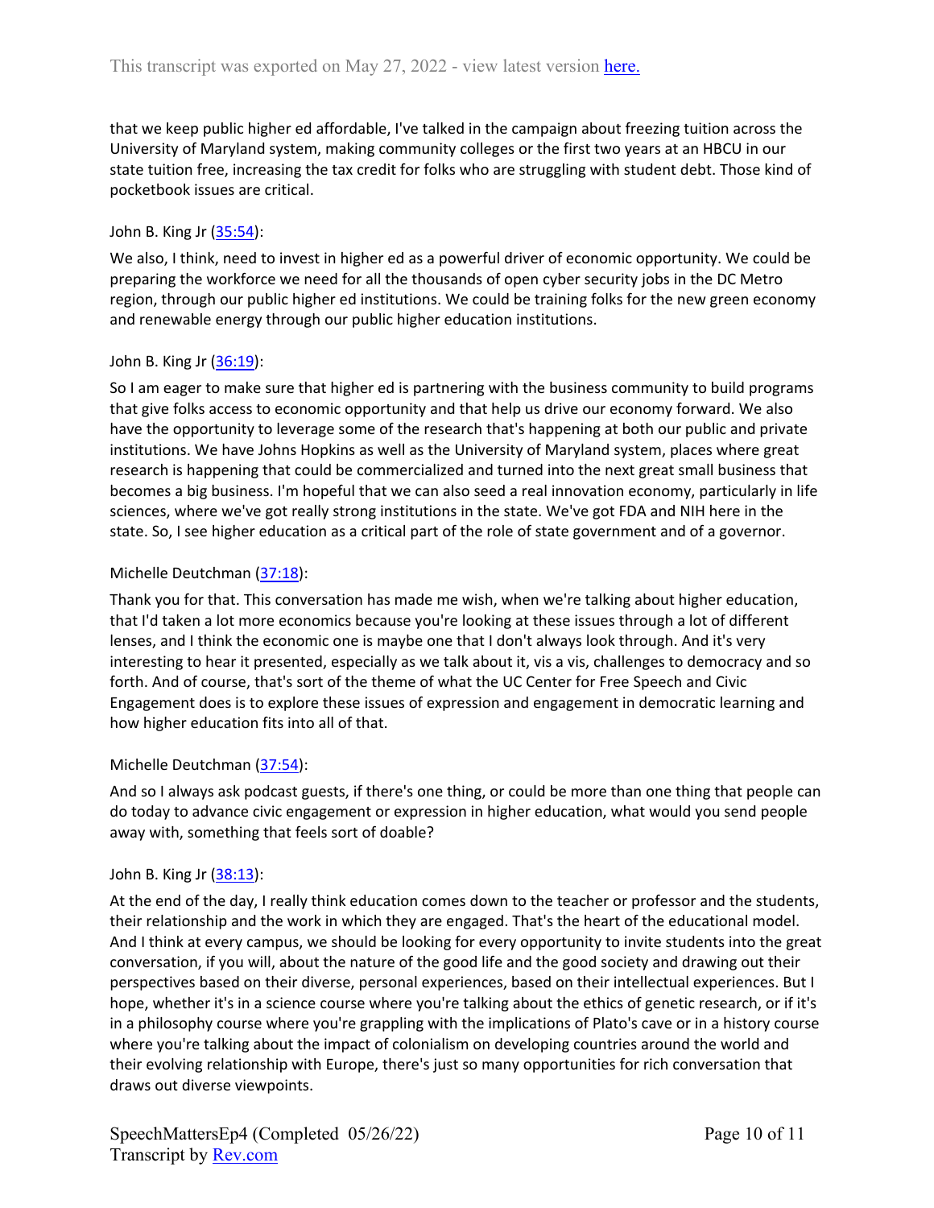that we keep public higher ed affordable, I've talked in the campaign about freezing tuition across the University of Maryland system, making community colleges or the first two years at an HBCU in our state tuition free, increasing the tax credit for folks who are struggling with student debt. Those kind of pocketbook issues are critical.

John B. King Jr (35:54):

We also, I think, need to invest in higher ed as a powerful driver of economic opportunity. We could be preparing the workforce we need for all the thousands of open cyber security jobs in the DC Metro region, through our public higher ed institutions. We could be training folks for the new green economy and renewable energy through our public higher education institutions.

John B. King Jr (36:19):

So I am eager to make sure that higher ed is partnering with the business community to build programs that give folks access to economic opportunity and that help us drive our economy forward. We also have the opportunity to leverage some of the research that's happening at both our public and private institutions. We have Johns Hopkins as well as the University of Maryland system, places where great research is happening that could be commercialized and turned into the next great small business that becomes a big business. I'm hopeful that we can also seed a real innovation economy, particularly in life sciences, where we've got really strong institutions in the state. We've got FDA and NIH here in the state. So, I see higher education as a critical part of the role of state government and of a governor.

Michelle Deutchman (37:18):

Thank you for that. This conversation has made me wish, when we're talking about higher education, that I'd taken a lot more economics because you're looking at these issues through a lot of different lenses, and I think the economic one is maybe one that I don't always look through. And it's very interesting to hear it presented, especially as we talk about it, vis a vis, challenges to democracy and so forth. And of course, that's sort of the theme of what the UC Center for Free Speech and Civic Engagement does is to explore these issues of expression and engagement in democratic learning and how higher education fits into all of that.

Michelle Deutchman (37:54):

And so I always ask podcast guests, if there's one thing, or could be more than one thing that people can do today to advance civic engagement or expression in higher education, what would you send people away with, something that feels sort of doable?

John B. King Jr (38:13):

At the end of the day, I really think education comes down to the teacher or professor and the students, their relationship and the work in which they are engaged. That's the heart of the educational model. And I think at every campus, we should be looking for every opportunity to invite students into the great conversation, if you will, about the nature of the good life and the good society and drawing out their perspectives based on their diverse, personal experiences, based on their intellectual experiences. But I hope, whether it's in a science course where you're talking about the ethics of genetic research, or if it's in a philosophy course where you're grappling with the implications of Plato's cave or in a history course where you're talking about the impact of colonialism on developing countries around the world and their evolving relationship with Europe, there's just so many opportunities for rich conversation that draws out diverse viewpoints.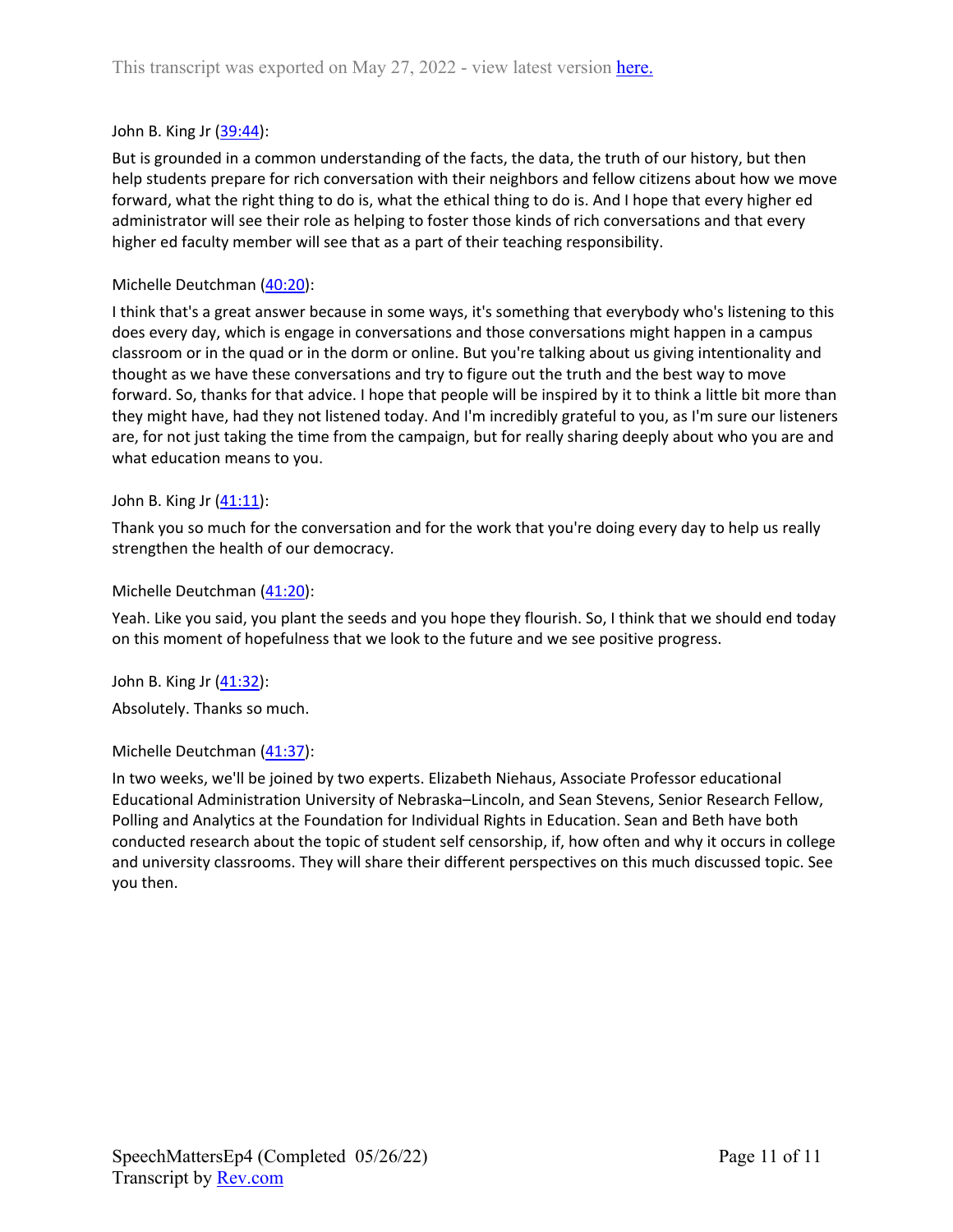John B. King Jr ([39:44]):

But is grounded in a common understanding of the facts, the data, the truth of our history, but then help students prepare for rich conversation with their neighbors and fellow citizens about how we move forward, what the right thing to do is, what the ethical thing to do is. And I hope that every higher ed administrator will see their role as helping to foster those kinds of rich conversations and that every higher ed faculty member will see that as a part of their teaching responsibility.

Michelle Deutchman ([40:20]):

I think that's a great answer because in some ways, it's something that everybody who's listening to this does every day, which is engage in conversations and those conversations might happen in a campus classroom or in the quad or in the dorm or online. But you're talking about us giving intentionality and thought as we have these conversations and try to figure out the truth and the best way to move forward. So, thanks for that advice. I hope that people will be inspired by it to think a little bit more than they might have, had they not listened today. And I'm incredibly grateful to you, as I'm sure our listeners are, for not just taking the time from the campaign, but for really sharing deeply about who you are and what education means to you.

John B. King Jr ([41:11]):

Thank you so much for the conversation and for the work that you're doing every day to help us really strengthen the health of our democracy.

Michelle Deutchman ([41:20]):

Yeah. Like you said, you plant the seeds and you hope they flourish. So, I think that we should end today on this moment of hopefulness that we look to the future and we see positive progress.

John B. King Jr ([41:32]):

Absolutely. Thanks so much.

Michelle Deutchman ([41:37]):

In two weeks, we'll be joined by two experts. Elizabeth Niehaus, Associate Professor educational Educational Administration University of Nebraska–Lincoln, and Sean Stevens, Senior Research Fellow, Polling and Analytics at the Foundation for Individual Rights in Education. Sean and Beth have both conducted research about the topic of student self censorship, if, how often and why it occurs in college and university classrooms. They will share their different perspectives on this much discussed topic. See you then.